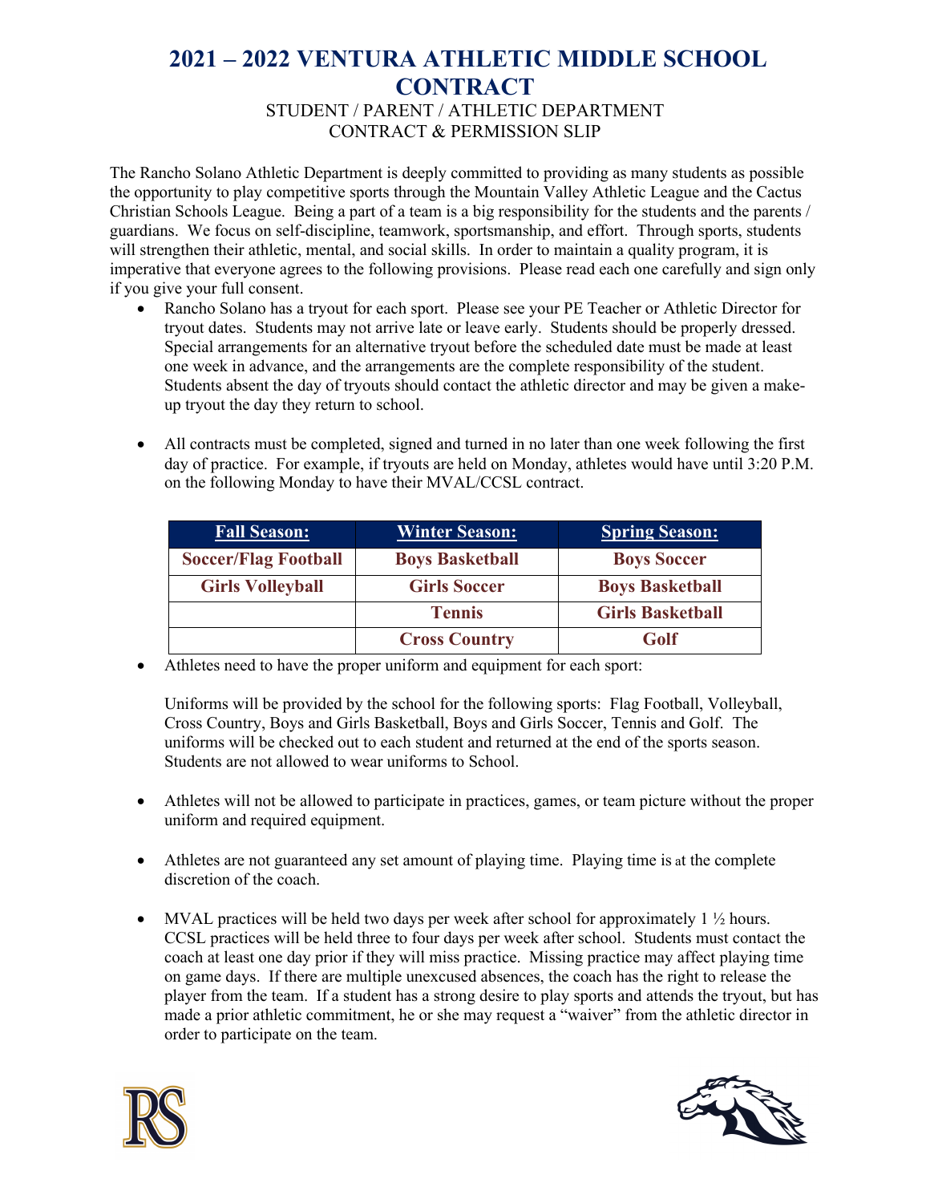# 2021 – 2022 VENTURA ATHLETIC MIDDLE SCHOOL CONTRACT

STUDENT / PARENT / ATHLETIC DEPARTMENT
CONTRACT & PERMISSION SLIP

The Rancho Solano Athletic Department is deeply committed to providing as many students as possible the opportunity to play competitive sports through the Mountain Valley Athletic League and the Cactus Christian Schools League. Being a part of a team is a big responsibility for the students and the parents / guardians. We focus on self-discipline, teamwork, sportsmanship, and effort. Through sports, students will strengthen their athletic, mental, and social skills. In order to maintain a quality program, it is imperative that everyone agrees to the following provisions. Please read each one carefully and sign only if you give your full consent.

- Rancho Solano has a tryout for each sport. Please see your PE Teacher or Athletic Director for tryout dates. Students may not arrive late or leave early. Students should be properly dressed. Special arrangements for an alternative tryout before the scheduled date must be made at least one week in advance, and the arrangements are the complete responsibility of the student. Students absent the day of tryouts should contact the athletic director and may be given a make-up tryout the day they return to school.

- All contracts must be completed, signed and turned in no later than one week following the first day of practice. For example, if tryouts are held on Monday, athletes would have until 3:20 P.M. on the following Monday to have their MVAL/CCSL contract.

| Fall Season: | Winter Season: | Spring Season: |
|---|---|---|
| Soccer/Flag Football | Boys Basketball | Boys Soccer |
| Girls Volleyball | Girls Soccer | Boys Basketball |
| | Tennis | Girls Basketball |
| | Cross Country | Golf |

- Athletes need to have the proper uniform and equipment for each sport:

  Uniforms will be provided by the school for the following sports: Flag Football, Volleyball, Cross Country, Boys and Girls Basketball, Boys and Girls Soccer, Tennis and Golf. The uniforms will be checked out to each student and returned at the end of the sports season. Students are not allowed to wear uniforms to School.

- Athletes will not be allowed to participate in practices, games, or team picture without the proper uniform and required equipment.

- Athletes are not guaranteed any set amount of playing time. Playing time is at the complete discretion of the coach.

- MVAL practices will be held two days per week after school for approximately 1 ½ hours. CCSL practices will be held three to four days per week after school. Students must contact the coach at least one day prior if they will miss practice. Missing practice may affect playing time on game days. If there are multiple unexcused absences, the coach has the right to release the player from the team. If a student has a strong desire to play sports and attends the tryout, but has made a prior athletic commitment, he or she may request a "waiver" from the athletic director in order to participate on the team.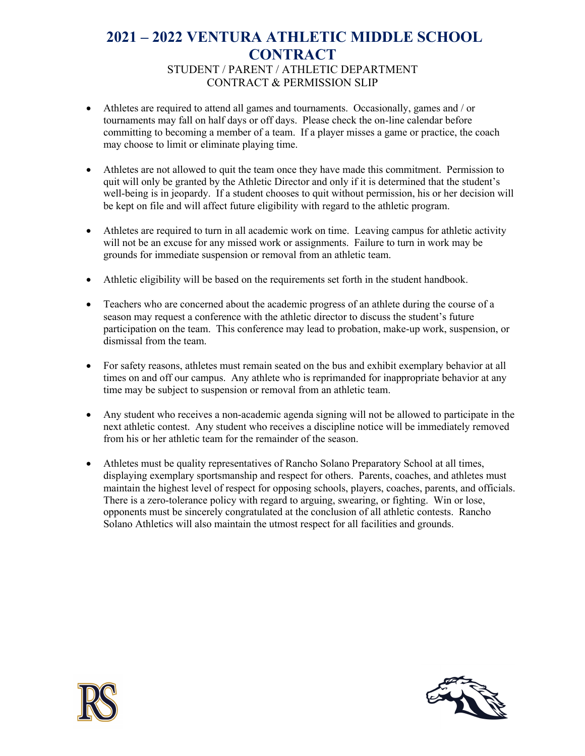# 2021 – 2022 VENTURA ATHLETIC MIDDLE SCHOOL CONTRACT

STUDENT / PARENT / ATHLETIC DEPARTMENT
CONTRACT & PERMISSION SLIP

- Athletes are required to attend all games and tournaments. Occasionally, games and / or tournaments may fall on half days or off days. Please check the on-line calendar before committing to becoming a member of a team. If a player misses a game or practice, the coach may choose to limit or eliminate playing time.

- Athletes are not allowed to quit the team once they have made this commitment. Permission to quit will only be granted by the Athletic Director and only if it is determined that the student's well-being is in jeopardy. If a student chooses to quit without permission, his or her decision will be kept on file and will affect future eligibility with regard to the athletic program.

- Athletes are required to turn in all academic work on time. Leaving campus for athletic activity will not be an excuse for any missed work or assignments. Failure to turn in work may be grounds for immediate suspension or removal from an athletic team.

- Athletic eligibility will be based on the requirements set forth in the student handbook.

- Teachers who are concerned about the academic progress of an athlete during the course of a season may request a conference with the athletic director to discuss the student's future participation on the team. This conference may lead to probation, make-up work, suspension, or dismissal from the team.

- For safety reasons, athletes must remain seated on the bus and exhibit exemplary behavior at all times on and off our campus. Any athlete who is reprimanded for inappropriate behavior at any time may be subject to suspension or removal from an athletic team.

- Any student who receives a non-academic agenda signing will not be allowed to participate in the next athletic contest. Any student who receives a discipline notice will be immediately removed from his or her athletic team for the remainder of the season.

- Athletes must be quality representatives of Rancho Solano Preparatory School at all times, displaying exemplary sportsmanship and respect for others. Parents, coaches, and athletes must maintain the highest level of respect for opposing schools, players, coaches, parents, and officials. There is a zero-tolerance policy with regard to arguing, swearing, or fighting. Win or lose, opponents must be sincerely congratulated at the conclusion of all athletic contests. Rancho Solano Athletics will also maintain the utmost respect for all facilities and grounds.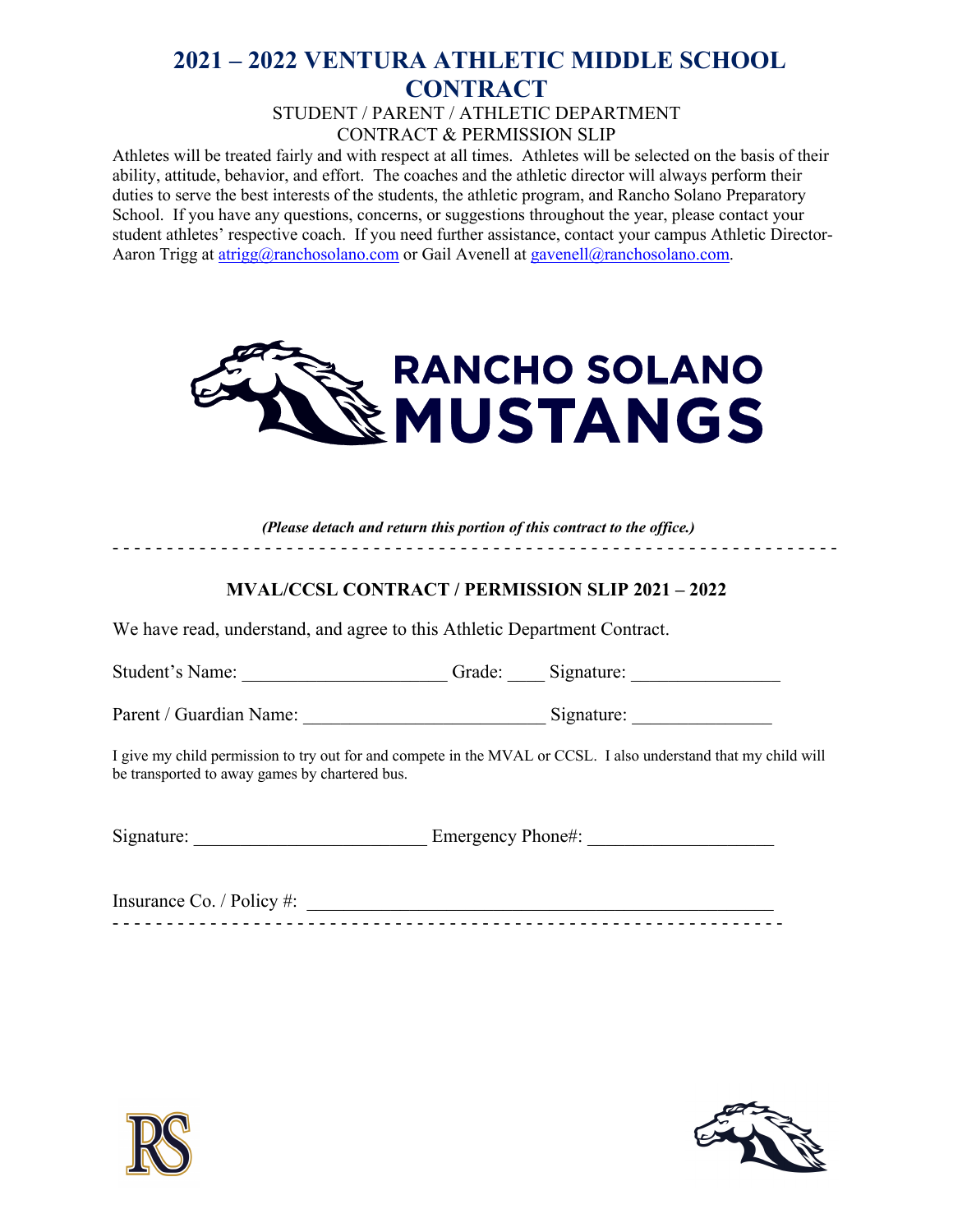# 2021 – 2022 VENTURA ATHLETIC MIDDLE SCHOOL CONTRACT

STUDENT / PARENT / ATHLETIC DEPARTMENT
CONTRACT & PERMISSION SLIP

Athletes will be treated fairly and with respect at all times. Athletes will be selected on the basis of their ability, attitude, behavior, and effort. The coaches and the athletic director will always perform their duties to serve the best interests of the students, the athletic program, and Rancho Solano Preparatory School. If you have any questions, concerns, or suggestions throughout the year, please contact your student athletes' respective coach. If you need further assistance, contact your campus Athletic Director-Aaron Trigg at atrigg@ranchosolano.com or Gail Avenell at gavenell@ranchosolano.com.

RANCHO SOLANO
MUSTANGS

*(Please detach and return this portion of this contract to the office.)*

- - - - - - - - - - - - - - - - - - - - - - - - - - - - - - - - - - - - - - - - - - - - - - - - - - - - - - - - - - - - - - - -

**MVAL/CCSL CONTRACT / PERMISSION SLIP 2021 – 2022**

We have read, understand, and agree to this Athletic Department Contract.

Student's Name: _____________________ Grade: ____ Signature: _______________

Parent / Guardian Name: _________________________ Signature: ______________

I give my child permission to try out for and compete in the MVAL or CCSL. I also understand that my child will be transported to away games by chartered bus.

Signature: ________________________ Emergency Phone#: ___________________

Insurance Co. / Policy #: ________________________________________________

- - - - - - - - - - - - - - - - - - - - - - - - - - - - - - - - - - - - - - - - - - - - - - - - - - - - - - - - - - - - -